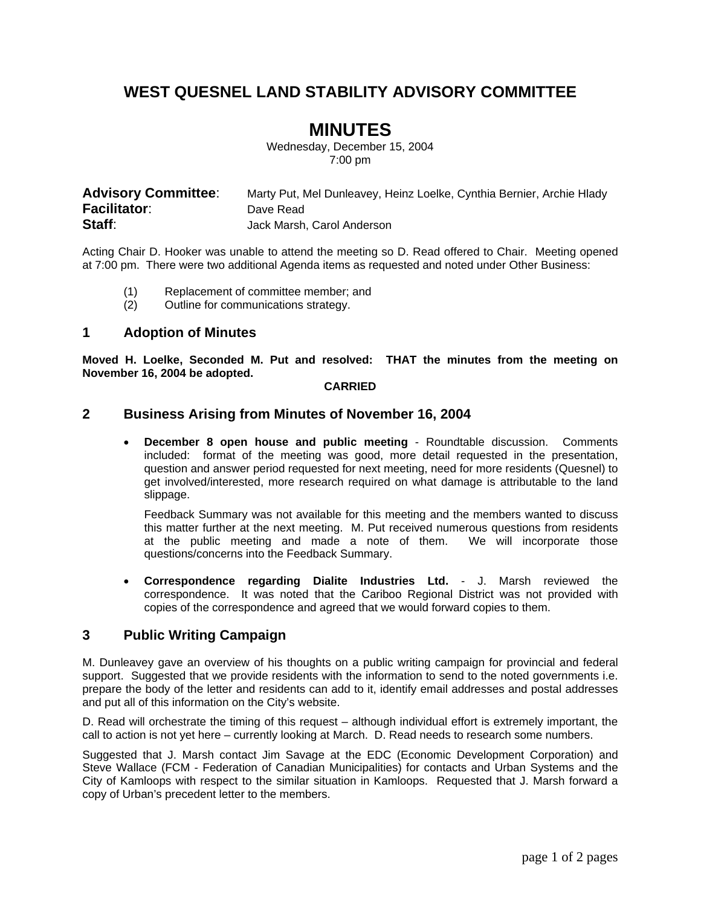# WEST QUESNEL LAND STABILITY ADVISORY COMMITTEE

# MINUTES

Wednesday, December 15, 2004
7:00 pm

**Advisory Committee**: Marty Put, Mel Dunleavey, Heinz Loelke, Cynthia Bernier, Archie Hlady
**Facilitator**: Dave Read
**Staff**: Jack Marsh, Carol Anderson

Acting Chair D. Hooker was unable to attend the meeting so D. Read offered to Chair. Meeting opened at 7:00 pm. There were two additional Agenda items as requested and noted under Other Business:

(1) Replacement of committee member; and
(2) Outline for communications strategy.

## 1 Adoption of Minutes

**Moved H. Loelke, Seconded M. Put and resolved: THAT the minutes from the meeting on November 16, 2004 be adopted.**

**CARRIED**

## 2 Business Arising from Minutes of November 16, 2004

- **December 8 open house and public meeting** - Roundtable discussion. Comments included: format of the meeting was good, more detail requested in the presentation, question and answer period requested for next meeting, need for more residents (Quesnel) to get involved/interested, more research required on what damage is attributable to the land slippage.

  Feedback Summary was not available for this meeting and the members wanted to discuss this matter further at the next meeting. M. Put received numerous questions from residents at the public meeting and made a note of them. We will incorporate those questions/concerns into the Feedback Summary.

- **Correspondence regarding Dialite Industries Ltd.** - J. Marsh reviewed the correspondence. It was noted that the Cariboo Regional District was not provided with copies of the correspondence and agreed that we would forward copies to them.

## 3 Public Writing Campaign

M. Dunleavey gave an overview of his thoughts on a public writing campaign for provincial and federal support. Suggested that we provide residents with the information to send to the noted governments i.e. prepare the body of the letter and residents can add to it, identify email addresses and postal addresses and put all of this information on the City's website.

D. Read will orchestrate the timing of this request – although individual effort is extremely important, the call to action is not yet here – currently looking at March. D. Read needs to research some numbers.

Suggested that J. Marsh contact Jim Savage at the EDC (Economic Development Corporation) and Steve Wallace (FCM - Federation of Canadian Municipalities) for contacts and Urban Systems and the City of Kamloops with respect to the similar situation in Kamloops. Requested that J. Marsh forward a copy of Urban's precedent letter to the members.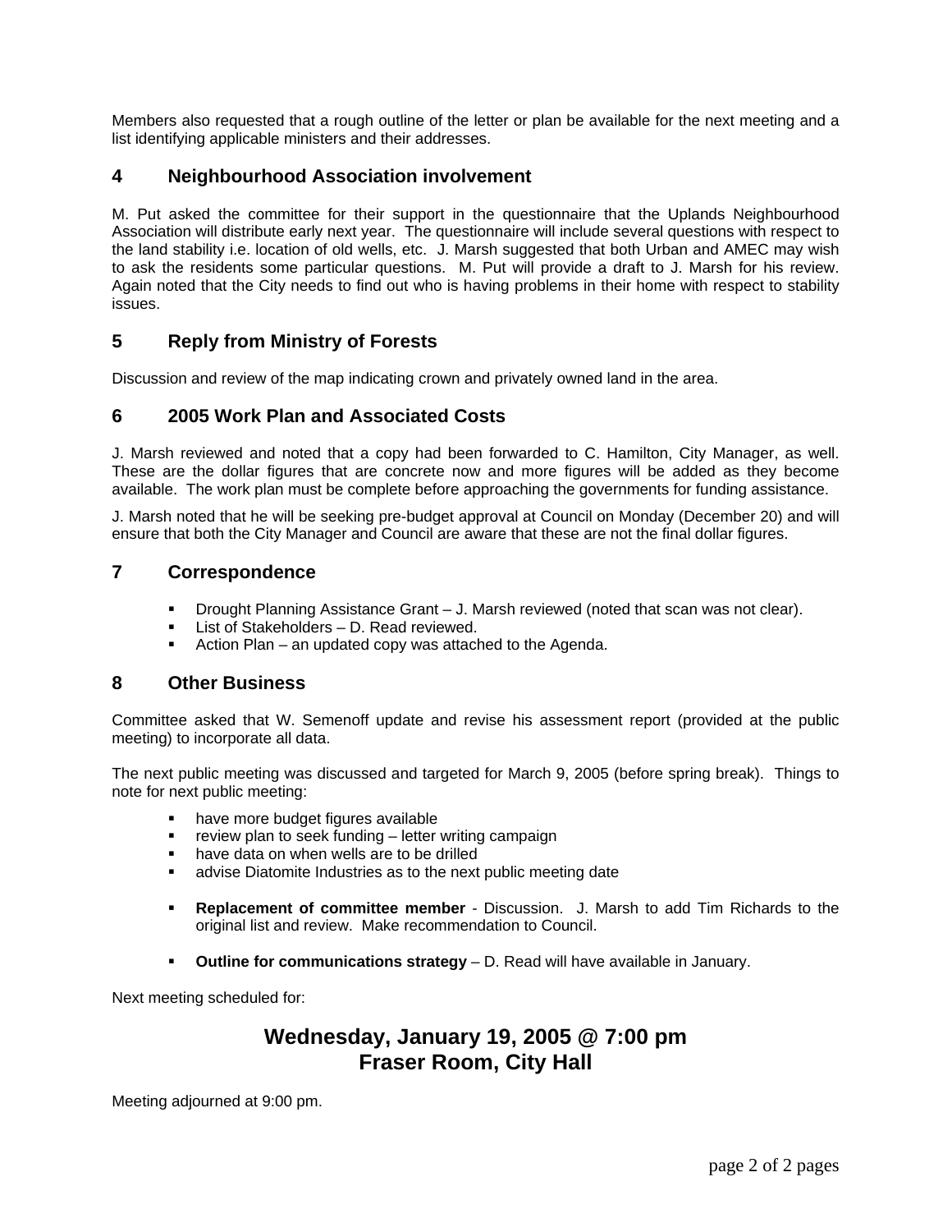Members also requested that a rough outline of the letter or plan be available for the next meeting and a list identifying applicable ministers and their addresses.

## 4 Neighbourhood Association involvement

M. Put asked the committee for their support in the questionnaire that the Uplands Neighbourhood Association will distribute early next year. The questionnaire will include several questions with respect to the land stability i.e. location of old wells, etc. J. Marsh suggested that both Urban and AMEC may wish to ask the residents some particular questions. M. Put will provide a draft to J. Marsh for his review. Again noted that the City needs to find out who is having problems in their home with respect to stability issues.

## 5 Reply from Ministry of Forests

Discussion and review of the map indicating crown and privately owned land in the area.

## 6 2005 Work Plan and Associated Costs

J. Marsh reviewed and noted that a copy had been forwarded to C. Hamilton, City Manager, as well. These are the dollar figures that are concrete now and more figures will be added as they become available. The work plan must be complete before approaching the governments for funding assistance.

J. Marsh noted that he will be seeking pre-budget approval at Council on Monday (December 20) and will ensure that both the City Manager and Council are aware that these are not the final dollar figures.

## 7 Correspondence

- Drought Planning Assistance Grant – J. Marsh reviewed (noted that scan was not clear).
- List of Stakeholders – D. Read reviewed.
- Action Plan – an updated copy was attached to the Agenda.

## 8 Other Business

Committee asked that W. Semenoff update and revise his assessment report (provided at the public meeting) to incorporate all data.

The next public meeting was discussed and targeted for March 9, 2005 (before spring break). Things to note for next public meeting:

- have more budget figures available
- review plan to seek funding – letter writing campaign
- have data on when wells are to be drilled
- advise Diatomite Industries as to the next public meeting date

- **Replacement of committee member** - Discussion. J. Marsh to add Tim Richards to the original list and review. Make recommendation to Council.

- **Outline for communications strategy** – D. Read will have available in January.

Next meeting scheduled for:

**Wednesday, January 19, 2005 @ 7:00 pm**
**Fraser Room, City Hall**

Meeting adjourned at 9:00 pm.